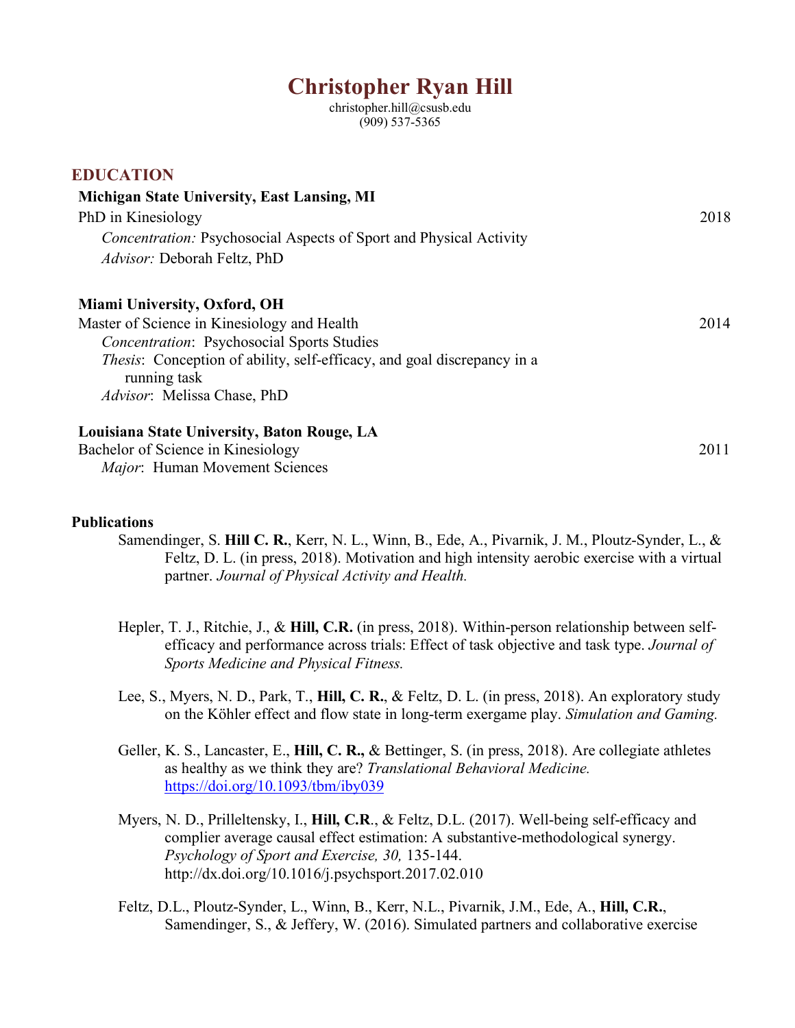# Christopher Ryan Hill

christopher.hill@csusb.edu
(909) 537-5365

## EDUCATION

**Michigan State University, East Lansing, MI**
PhD in Kinesiology — 2018
*Concentration:* Psychosocial Aspects of Sport and Physical Activity
*Advisor:* Deborah Feltz, PhD

**Miami University, Oxford, OH**
Master of Science in Kinesiology and Health — 2014
*Concentration*: Psychosocial Sports Studies
*Thesis*: Conception of ability, self-efficacy, and goal discrepancy in a running task
*Advisor*: Melissa Chase, PhD

**Louisiana State University, Baton Rouge, LA**
Bachelor of Science in Kinesiology — 2011
*Major*: Human Movement Sciences

## Publications

Samendinger, S. **Hill C. R.**, Kerr, N. L., Winn, B., Ede, A., Pivarnik, J. M., Ploutz-Synder, L., & Feltz, D. L. (in press, 2018). Motivation and high intensity aerobic exercise with a virtual partner. *Journal of Physical Activity and Health.*

Hepler, T. J., Ritchie, J., & **Hill, C.R.** (in press, 2018). Within-person relationship between self-efficacy and performance across trials: Effect of task objective and task type. *Journal of Sports Medicine and Physical Fitness.*

Lee, S., Myers, N. D., Park, T., **Hill, C. R.**, & Feltz, D. L. (in press, 2018). An exploratory study on the Köhler effect and flow state in long-term exergame play. *Simulation and Gaming.*

Geller, K. S., Lancaster, E., **Hill, C. R.,** & Bettinger, S. (in press, 2018). Are collegiate athletes as healthy as we think they are? *Translational Behavioral Medicine.* https://doi.org/10.1093/tbm/iby039

Myers, N. D., Prilleltensky, I., **Hill, C.R**., & Feltz, D.L. (2017). Well-being self-efficacy and complier average causal effect estimation: A substantive-methodological synergy. *Psychology of Sport and Exercise, 30,* 135-144. http://dx.doi.org/10.1016/j.psychsport.2017.02.010

Feltz, D.L., Ploutz-Synder, L., Winn, B., Kerr, N.L., Pivarnik, J.M., Ede, A., **Hill, C.R.**, Samendinger, S., & Jeffery, W. (2016). Simulated partners and collaborative exercise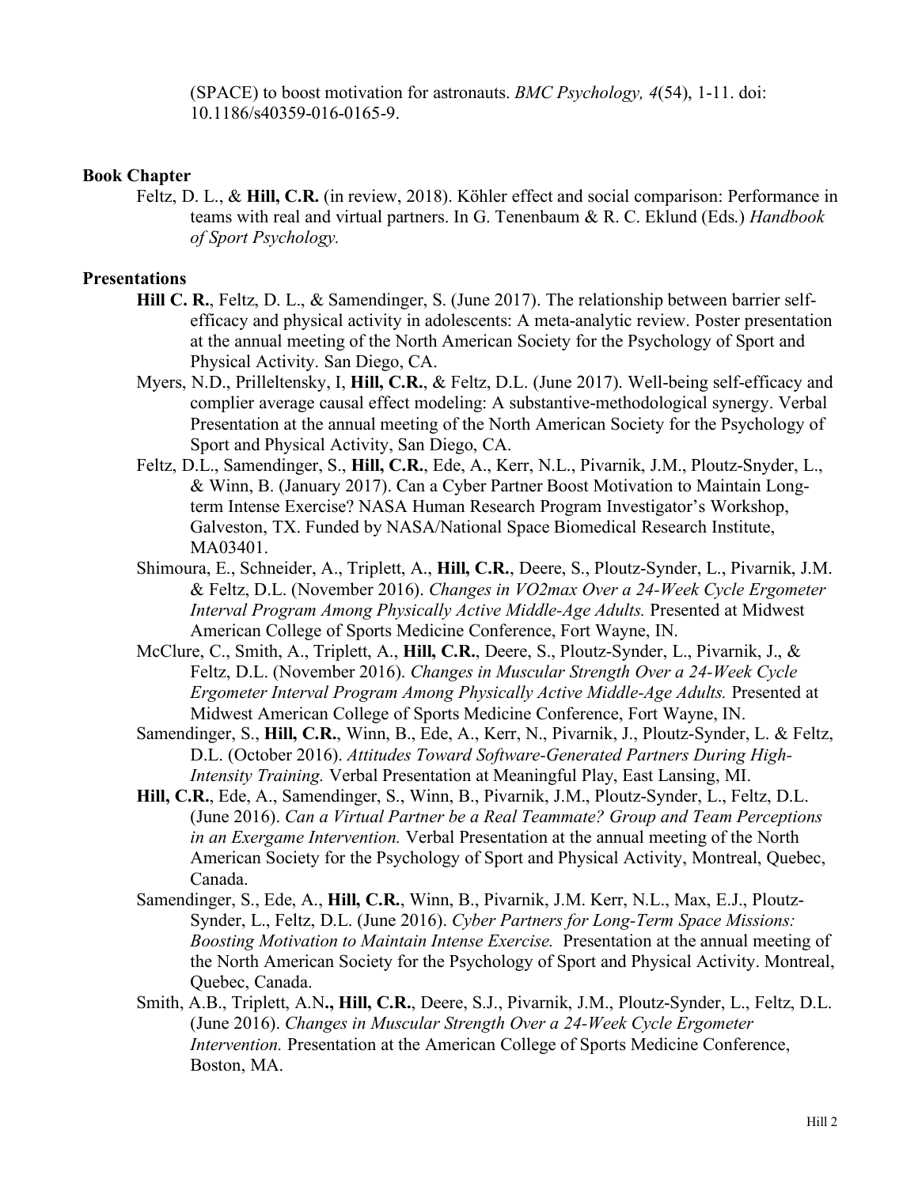(SPACE) to boost motivation for astronauts. *BMC Psychology, 4*(54), 1-11. doi: 10.1186/s40359-016-0165-9.

### Book Chapter

Feltz, D. L., & **Hill, C.R.** (in review, 2018). Köhler effect and social comparison: Performance in teams with real and virtual partners. In G. Tenenbaum & R. C. Eklund (Eds.) *Handbook of Sport Psychology.*

### Presentations

**Hill C. R.**, Feltz, D. L., & Samendinger, S. (June 2017). The relationship between barrier self-efficacy and physical activity in adolescents: A meta-analytic review. Poster presentation at the annual meeting of the North American Society for the Psychology of Sport and Physical Activity. San Diego, CA.

Myers, N.D., Prilleltensky, I, **Hill, C.R.**, & Feltz, D.L. (June 2017). Well-being self-efficacy and complier average causal effect modeling: A substantive-methodological synergy. Verbal Presentation at the annual meeting of the North American Society for the Psychology of Sport and Physical Activity, San Diego, CA.

Feltz, D.L., Samendinger, S., **Hill, C.R.**, Ede, A., Kerr, N.L., Pivarnik, J.M., Ploutz-Snyder, L., & Winn, B. (January 2017). Can a Cyber Partner Boost Motivation to Maintain Long-term Intense Exercise? NASA Human Research Program Investigator's Workshop, Galveston, TX. Funded by NASA/National Space Biomedical Research Institute, MA03401.

Shimoura, E., Schneider, A., Triplett, A., **Hill, C.R.**, Deere, S., Ploutz-Synder, L., Pivarnik, J.M. & Feltz, D.L. (November 2016). *Changes in VO2max Over a 24-Week Cycle Ergometer Interval Program Among Physically Active Middle-Age Adults.* Presented at Midwest American College of Sports Medicine Conference, Fort Wayne, IN.

McClure, C., Smith, A., Triplett, A., **Hill, C.R.**, Deere, S., Ploutz-Synder, L., Pivarnik, J., & Feltz, D.L. (November 2016). *Changes in Muscular Strength Over a 24-Week Cycle Ergometer Interval Program Among Physically Active Middle-Age Adults.* Presented at Midwest American College of Sports Medicine Conference, Fort Wayne, IN.

Samendinger, S., **Hill, C.R.**, Winn, B., Ede, A., Kerr, N., Pivarnik, J., Ploutz-Synder, L. & Feltz, D.L. (October 2016). *Attitudes Toward Software-Generated Partners During High-Intensity Training.* Verbal Presentation at Meaningful Play, East Lansing, MI.

**Hill, C.R.**, Ede, A., Samendinger, S., Winn, B., Pivarnik, J.M., Ploutz-Synder, L., Feltz, D.L. (June 2016). *Can a Virtual Partner be a Real Teammate? Group and Team Perceptions in an Exergame Intervention.* Verbal Presentation at the annual meeting of the North American Society for the Psychology of Sport and Physical Activity, Montreal, Quebec, Canada.

Samendinger, S., Ede, A., **Hill, C.R.**, Winn, B., Pivarnik, J.M. Kerr, N.L., Max, E.J., Ploutz-Synder, L., Feltz, D.L. (June 2016). *Cyber Partners for Long-Term Space Missions: Boosting Motivation to Maintain Intense Exercise.* Presentation at the annual meeting of the North American Society for the Psychology of Sport and Physical Activity. Montreal, Quebec, Canada.

Smith, A.B., Triplett, A.N**., Hill, C.R.**, Deere, S.J., Pivarnik, J.M., Ploutz-Synder, L., Feltz, D.L. (June 2016). *Changes in Muscular Strength Over a 24-Week Cycle Ergometer Intervention.* Presentation at the American College of Sports Medicine Conference, Boston, MA.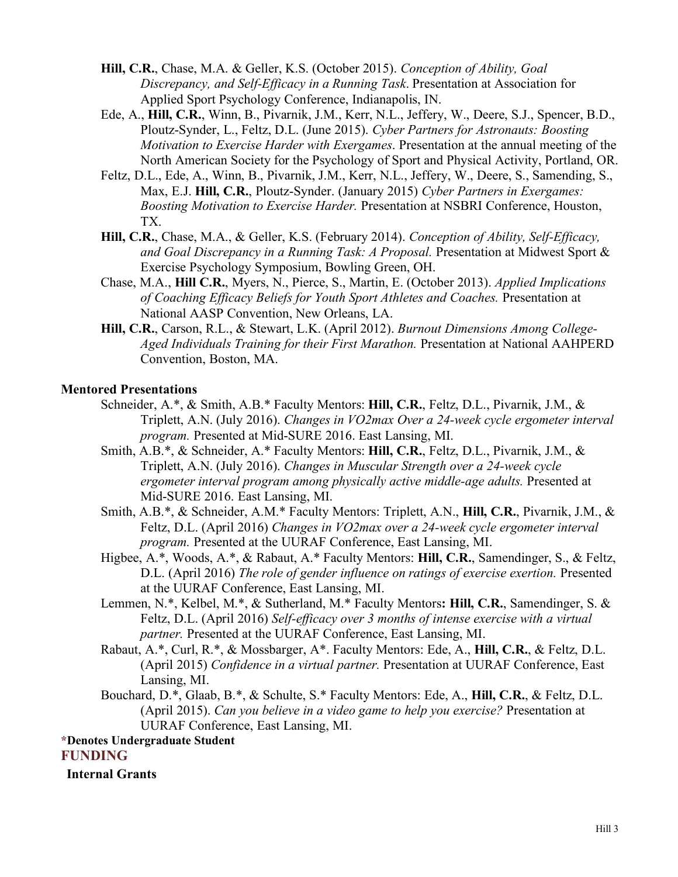**Hill, C.R.**, Chase, M.A. & Geller, K.S. (October 2015). *Conception of Ability, Goal Discrepancy, and Self-Efficacy in a Running Task*. Presentation at Association for Applied Sport Psychology Conference, Indianapolis, IN.

Ede, A., **Hill, C.R.**, Winn, B., Pivarnik, J.M., Kerr, N.L., Jeffery, W., Deere, S.J., Spencer, B.D., Ploutz-Synder, L., Feltz, D.L. (June 2015). *Cyber Partners for Astronauts: Boosting Motivation to Exercise Harder with Exergames*. Presentation at the annual meeting of the North American Society for the Psychology of Sport and Physical Activity, Portland, OR.

Feltz, D.L., Ede, A., Winn, B., Pivarnik, J.M., Kerr, N.L., Jeffery, W., Deere, S., Samending, S., Max, E.J. **Hill, C.R.**, Ploutz-Synder. (January 2015) *Cyber Partners in Exergames: Boosting Motivation to Exercise Harder.* Presentation at NSBRI Conference, Houston, TX.

**Hill, C.R.**, Chase, M.A., & Geller, K.S. (February 2014). *Conception of Ability, Self-Efficacy, and Goal Discrepancy in a Running Task: A Proposal.* Presentation at Midwest Sport & Exercise Psychology Symposium, Bowling Green, OH.

Chase, M.A., **Hill C.R.**, Myers, N., Pierce, S., Martin, E. (October 2013). *Applied Implications of Coaching Efficacy Beliefs for Youth Sport Athletes and Coaches.* Presentation at National AASP Convention, New Orleans, LA.

**Hill, C.R.**, Carson, R.L., & Stewart, L.K. (April 2012). *Burnout Dimensions Among College-Aged Individuals Training for their First Marathon.* Presentation at National AAHPERD Convention, Boston, MA.

**Mentored Presentations**

Schneider, A.*, & Smith, A.B.* Faculty Mentors: **Hill, C.R.**, Feltz, D.L., Pivarnik, J.M., & Triplett, A.N. (July 2016). *Changes in VO2max Over a 24-week cycle ergometer interval program.* Presented at Mid-SURE 2016. East Lansing, MI.

Smith, A.B.*, & Schneider, A.* Faculty Mentors: **Hill, C.R.**, Feltz, D.L., Pivarnik, J.M., & Triplett, A.N. (July 2016). *Changes in Muscular Strength over a 24-week cycle ergometer interval program among physically active middle-age adults.* Presented at Mid-SURE 2016. East Lansing, MI.

Smith, A.B.*, & Schneider, A.M.* Faculty Mentors: Triplett, A.N., **Hill, C.R.**, Pivarnik, J.M., & Feltz, D.L. (April 2016) *Changes in VO2max over a 24-week cycle ergometer interval program.* Presented at the UURAF Conference, East Lansing, MI.

Higbee, A.*, Woods, A.*, & Rabaut, A.* Faculty Mentors: **Hill, C.R.**, Samendinger, S., & Feltz, D.L. (April 2016) *The role of gender influence on ratings of exercise exertion.* Presented at the UURAF Conference, East Lansing, MI.

Lemmen, N.*, Kelbel, M.*, & Sutherland, M.* Faculty Mentors**: Hill, C.R.**, Samendinger, S. & Feltz, D.L. (April 2016) *Self-efficacy over 3 months of intense exercise with a virtual partner.* Presented at the UURAF Conference, East Lansing, MI.

Rabaut, A.*, Curl, R.*, & Mossbarger, A*. Faculty Mentors: Ede, A., **Hill, C.R.**, & Feltz, D.L. (April 2015) *Confidence in a virtual partner.* Presentation at UURAF Conference, East Lansing, MI.

Bouchard, D.*, Glaab, B.*, & Schulte, S.* Faculty Mentors: Ede, A., **Hill, C.R.**, & Feltz, D.L. (April 2015). *Can you believe in a video game to help you exercise?* Presentation at UURAF Conference, East Lansing, MI.

**\*Denotes Undergraduate Student**

## FUNDING

**Internal Grants**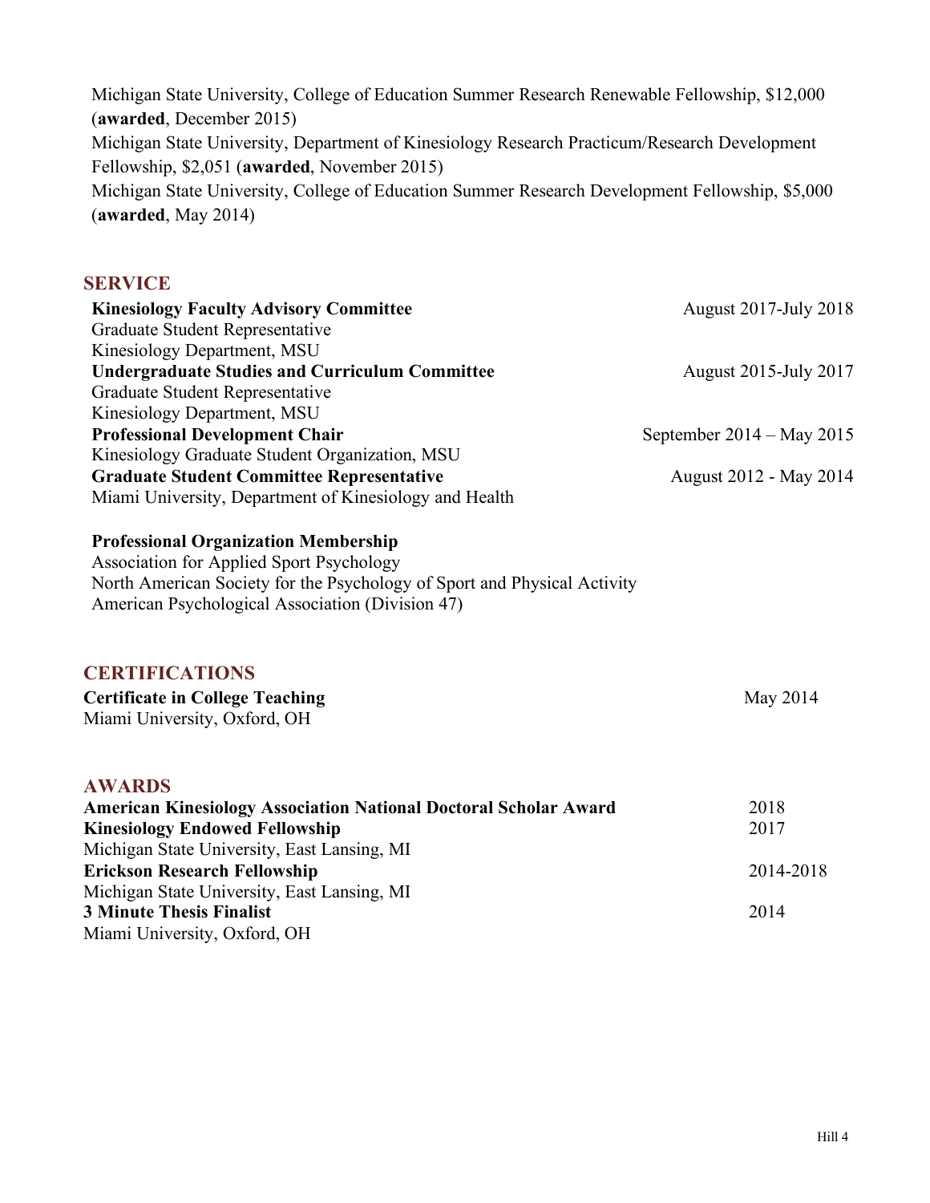Michigan State University, College of Education Summer Research Renewable Fellowship, $12,000 (**awarded**, December 2015)
Michigan State University, Department of Kinesiology Research Practicum/Research Development Fellowship, $2,051 (**awarded**, November 2015)
Michigan State University, College of Education Summer Research Development Fellowship, $5,000 (**awarded**, May 2014)

## SERVICE

**Kinesiology Faculty Advisory Committee** — August 2017-July 2018
Graduate Student Representative
Kinesiology Department, MSU

**Undergraduate Studies and Curriculum Committee** — August 2015-July 2017
Graduate Student Representative
Kinesiology Department, MSU

**Professional Development Chair** — September 2014 – May 2015
Kinesiology Graduate Student Organization, MSU

**Graduate Student Committee Representative** — August 2012 - May 2014
Miami University, Department of Kinesiology and Health

**Professional Organization Membership**
Association for Applied Sport Psychology
North American Society for the Psychology of Sport and Physical Activity
American Psychological Association (Division 47)

## CERTIFICATIONS

**Certificate in College Teaching** — May 2014
Miami University, Oxford, OH

## AWARDS

**American Kinesiology Association National Doctoral Scholar Award** — 2018

**Kinesiology Endowed Fellowship** — 2017
Michigan State University, East Lansing, MI

**Erickson Research Fellowship** — 2014-2018
Michigan State University, East Lansing, MI

**3 Minute Thesis Finalist** — 2014
Miami University, Oxford, OH